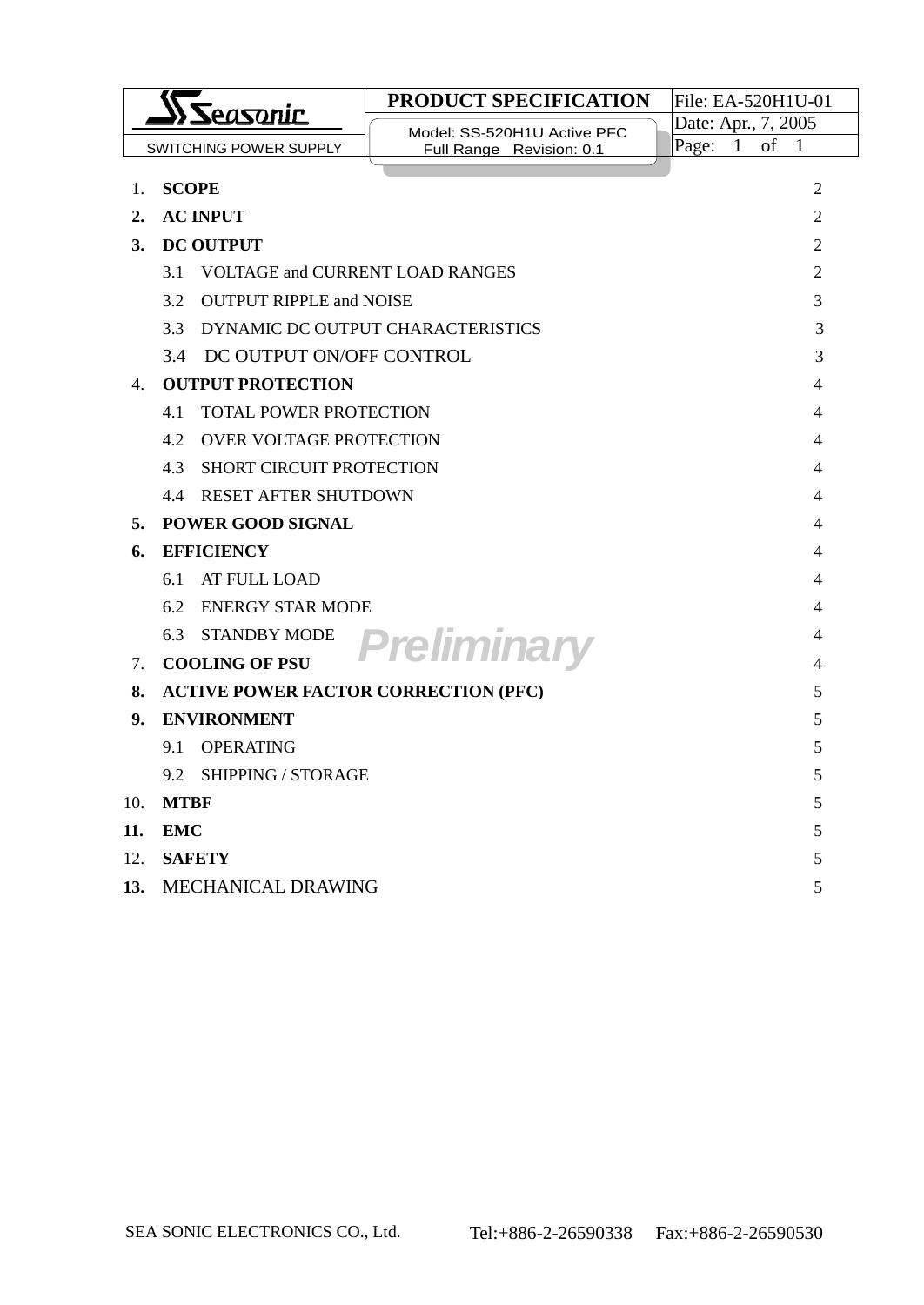| Seasonic SWITCHING POWER SUPPLY | PRODUCT SPECIFICATION | File: EA-520H1U-01 |
|---|---|---|
| | Model: SS-520H1U Active PFC Full Range Revision: 0.1 | Date: Apr., 7, 2005 |
| | | Page: 1 of 1 |

| | | |
|---|---|---|
| 1. | **SCOPE** | 2 |
| **2.** | **AC INPUT** | 2 |
| **3.** | **DC OUTPUT** | 2 |
| | 3.1 VOLTAGE and CURRENT LOAD RANGES | 2 |
| | 3.2 OUTPUT RIPPLE and NOISE | 3 |
| | 3.3 DYNAMIC DC OUTPUT CHARACTERISTICS | 3 |
| | 3.4 DC OUTPUT ON/OFF CONTROL | 3 |
| 4. | **OUTPUT PROTECTION** | 4 |
| | 4.1 TOTAL POWER PROTECTION | 4 |
| | 4.2 OVER VOLTAGE PROTECTION | 4 |
| | 4.3 SHORT CIRCUIT PROTECTION | 4 |
| | 4.4 RESET AFTER SHUTDOWN | 4 |
| **5.** | **POWER GOOD SIGNAL** | 4 |
| **6.** | **EFFICIENCY** | 4 |
| | 6.1 AT FULL LOAD | 4 |
| | 6.2 ENERGY STAR MODE | 4 |
| | 6.3 STANDBY MODE | 4 |
| 7. | **COOLING OF PSU** | 4 |
| **8.** | **ACTIVE POWER FACTOR CORRECTION (PFC)** | 5 |
| **9.** | **ENVIRONMENT** | 5 |
| | 9.1 OPERATING | 5 |
| | 9.2 SHIPPING / STORAGE | 5 |
| 10. | **MTBF** | 5 |
| **11.** | **EMC** | 5 |
| 12. | **SAFETY** | 5 |
| **13.** | MECHANICAL DRAWING | 5 |

*Preliminary*

SEA SONIC ELECTRONICS CO., Ltd. Tel:+886-2-26590338 Fax:+886-2-26590530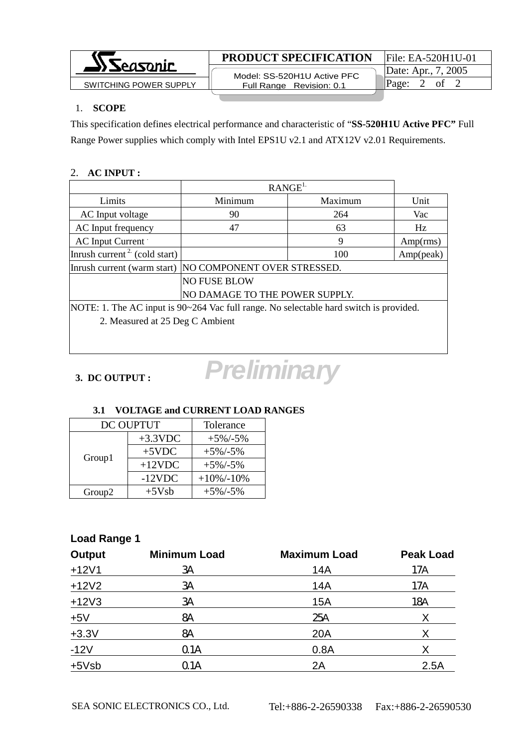## 1. SCOPE

This specification defines electrical performance and characteristic of "**SS-520H1U Active PFC"** Full Range Power supplies which comply with Intel EPS1U v2.1 and ATX12V v2.01 Requirements.

## 2. AC INPUT :

| | RANGE[1] | | |
|---|---|---|---|
| Limits | Minimum | Maximum | Unit |
| AC Input voltage | 90 | 264 | Vac |
| AC Input frequency | 47 | 63 | Hz |
| AC Input Current | | 9 | Amp(rms) |
| Inrush current [2] (cold start) | | 100 | Amp(peak) |
| Inrush current (warm start) | NO COMPONENT OVER STRESSED. | | |
| | NO FUSE BLOW<br>NO DAMAGE TO THE POWER SUPPLY. | | |

NOTE: 1. The AC input is 90~264 Vac full range. No selectable hard switch is provided.
2. Measured at 25 Deg C Ambient

## 3. DC OUTPUT :

*Preliminary*

### 3.1 VOLTAGE and CURRENT LOAD RANGES

| DC OUPTUT | | Tolerance |
|---|---|---|
| Group1 | +3.3VDC | +5%/-5% |
| | +5VDC | +5%/-5% |
| | +12VDC | +5%/-5% |
| | -12VDC | +10%/-10% |
| Group2 | +5Vsb | +5%/-5% |

**Load Range 1**

| Output | Minimum Load | Maximum Load | Peak Load |
|---|---|---|---|
| +12V1 | 3A | 14A | 17A |
| +12V2 | 3A | 14A | 17A |
| +12V3 | 3A | 15A | 18A |
| +5V | 8A | 25A | X |
| +3.3V | 8A | 20A | X |
| -12V | 0.1A | 0.8A | X |
| +5Vsb | 0.1A | 2A | 2.5A |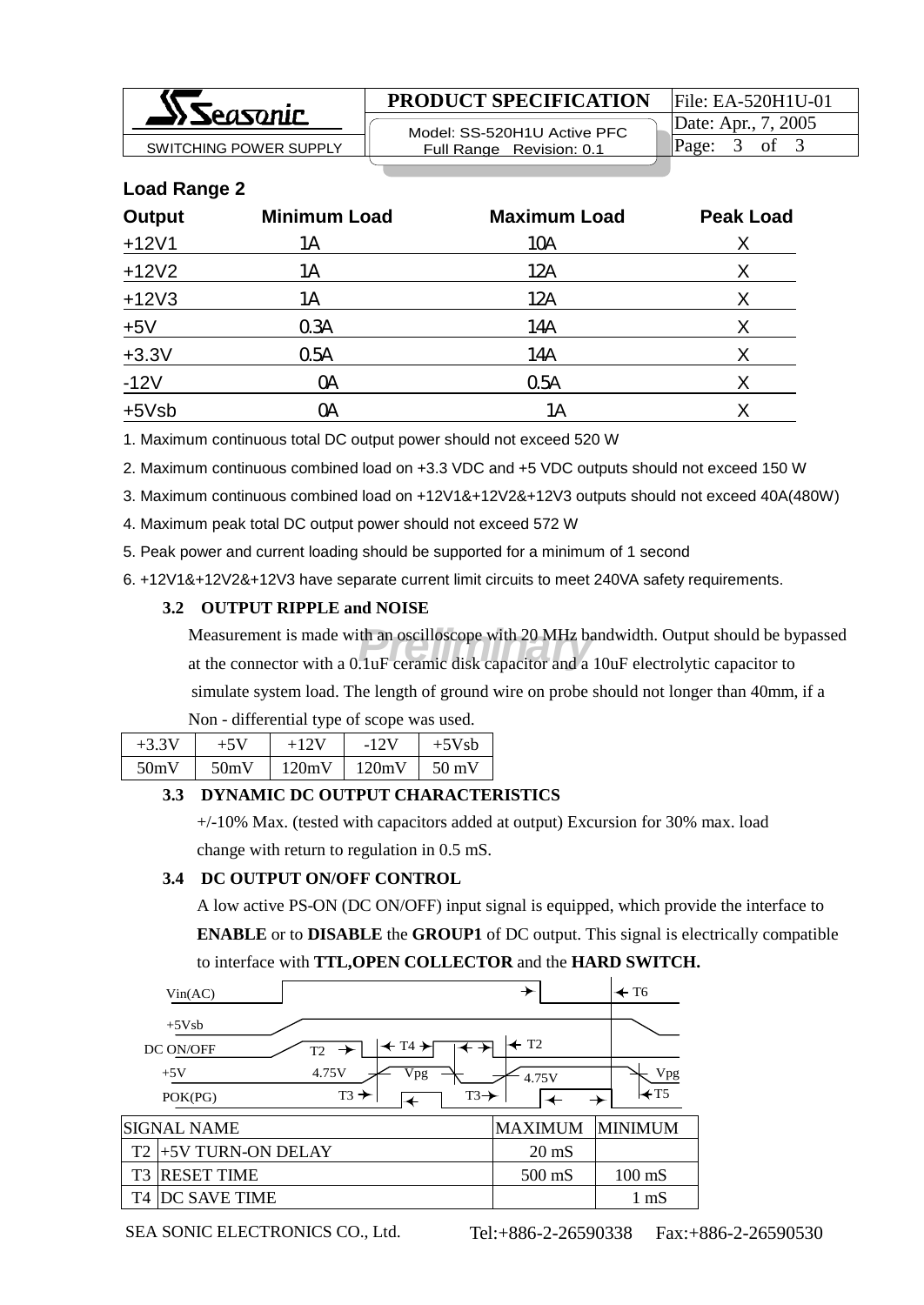**Load Range 2**

| Output | Minimum Load | Maximum Load | Peak Load |
|---|---|---|---|
| +12V1 | 1A | 10A | X |
| +12V2 | 1A | 12A | X |
| +12V3 | 1A | 12A | X |
| +5V | 0.3A | 14A | X |
| +3.3V | 0.5A | 14A | X |
| -12V | 0A | 0.5A | X |
| +5Vsb | 0A | 1A | X |

1. Maximum continuous total DC output power should not exceed 520 W
2. Maximum continuous combined load on +3.3 VDC and +5 VDC outputs should not exceed 150 W
3. Maximum continuous combined load on +12V1&+12V2&+12V3 outputs should not exceed 40A(480W)
4. Maximum peak total DC output power should not exceed 572 W
5. Peak power and current loading should be supported for a minimum of 1 second
6. +12V1&+12V2&+12V3 have separate current limit circuits to meet 240VA safety requirements.

### 3.2 OUTPUT RIPPLE and NOISE

Measurement is made with an oscilloscope with 20 MHz bandwidth. Output should be bypassed at the connector with a 0.1uF ceramic disk capacitor and a 10uF electrolytic capacitor to simulate system load. The length of ground wire on probe should not longer than 40mm, if a Non - differential type of scope was used.

| +3.3V | +5V | +12V | -12V | +5Vsb |
|---|---|---|---|---|
| 50mV | 50mV | 120mV | 120mV | 50 mV |

### 3.3 DYNAMIC DC OUTPUT CHARACTERISTICS

+/-10% Max. (tested with capacitors added at output) Excursion for 30% max. load change with return to regulation in 0.5 mS.

### 3.4 DC OUTPUT ON/OFF CONTROL

A low active PS-ON (DC ON/OFF) input signal is equipped, which provide the interface to **ENABLE** or to **DISABLE** the **GROUP1** of DC output. This signal is electrically compatible to interface with **TTL,OPEN COLLECTOR** and the **HARD SWITCH.**

| | SIGNAL NAME | MAXIMUM | MINIMUM |
|---|---|---|---|
| T2 | +5V TURN-ON DELAY | 20 mS | |
| T3 | RESET TIME | 500 mS | 100 mS |
| T4 | DC SAVE TIME | | 1 mS |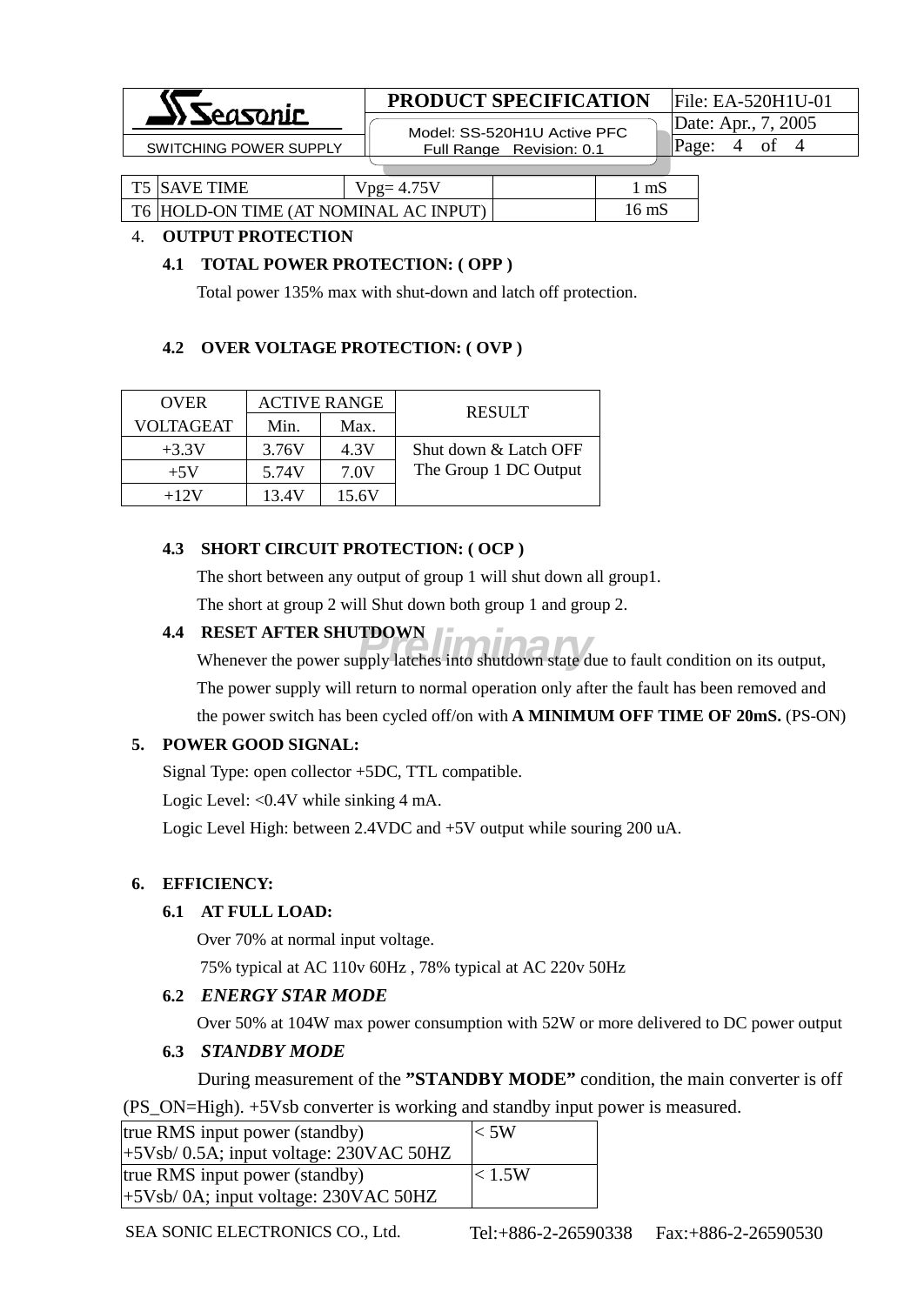| T5 | SAVE TIME | Vpg= 4.75V | | 1 mS |
|---|---|---|---|---|
| T6 | HOLD-ON TIME (AT NOMINAL AC INPUT) | | | 16 mS |

4. **OUTPUT PROTECTION**

**4.1 TOTAL POWER PROTECTION: ( OPP )**

Total power 135% max with shut-down and latch off protection.

**4.2 OVER VOLTAGE PROTECTION: ( OVP )**

| OVER VOLTAGEAT | ACTIVE RANGE | | RESULT |
|---|---|---|---|
| | Min. | Max. | |
| +3.3V | 3.76V | 4.3V | Shut down & Latch OFF The Group 1 DC Output |
| +5V | 5.74V | 7.0V | |
| +12V | 13.4V | 15.6V | |

**4.3 SHORT CIRCUIT PROTECTION: ( OCP )**

The short between any output of group 1 will shut down all group1.

The short at group 2 will Shut down both group 1 and group 2.

**4.4 RESET AFTER SHUTDOWN**

Whenever the power supply latches into shutdown state due to fault condition on its output, The power supply will return to normal operation only after the fault has been removed and the power switch has been cycled off/on with **A MINIMUM OFF TIME OF 20mS.** (PS-ON)

5. **POWER GOOD SIGNAL:**

Signal Type: open collector +5DC, TTL compatible.

Logic Level: <0.4V while sinking 4 mA.

Logic Level High: between 2.4VDC and +5V output while souring 200 uA.

6. **EFFICIENCY:**

**6.1 AT FULL LOAD:**

Over 70% at normal input voltage.

75% typical at AC 110v 60Hz , 78% typical at AC 220v 50Hz

**6.2 *ENERGY STAR MODE***

Over 50% at 104W max power consumption with 52W or more delivered to DC power output

**6.3 *STANDBY MODE***

During measurement of the **"STANDBY MODE"** condition, the main converter is off (PS_ON=High). +5Vsb converter is working and standby input power is measured.

| true RMS input power (standby) +5Vsb/ 0.5A; input voltage: 230VAC 50HZ | < 5W |
|---|---|
| true RMS input power (standby) +5Vsb/ 0A; input voltage: 230VAC 50HZ | < 1.5W |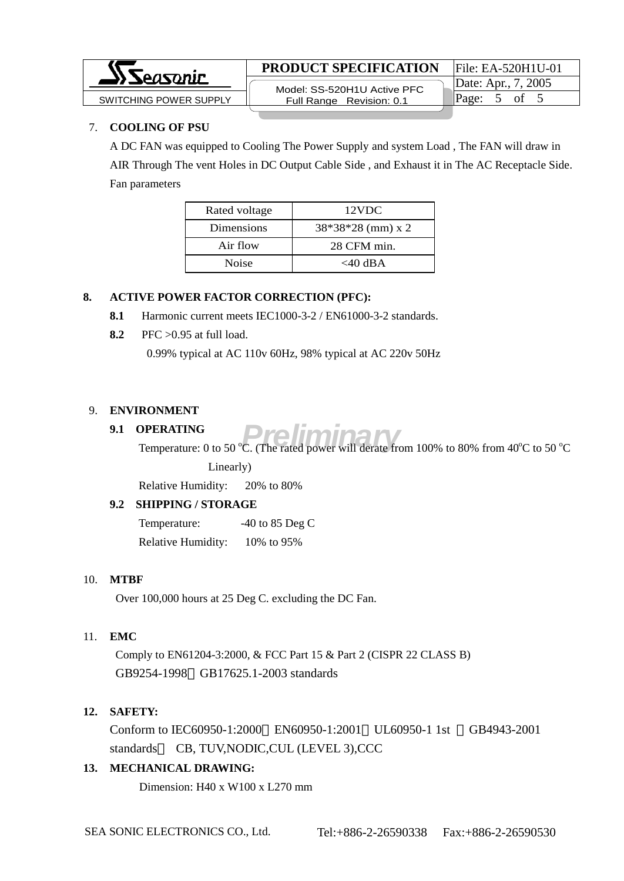7. **COOLING OF PSU**

A DC FAN was equipped to Cooling The Power Supply and system Load , The FAN will draw in AIR Through The vent Holes in DC Output Cable Side , and Exhaust it in The AC Receptacle Side.

Fan parameters

| | |
|---|---|
| Rated voltage | 12VDC |
| Dimensions | 38*38*28 (mm) x 2 |
| Air flow | 28 CFM min. |
| Noise | <40 dBA |

**8. ACTIVE POWER FACTOR CORRECTION (PFC):**

**8.1** Harmonic current meets IEC1000-3-2 / EN61000-3-2 standards.

**8.2** PFC >0.95 at full load.

0.99% typical at AC 110v 60Hz, 98% typical at AC 220v 50Hz

9. **ENVIRONMENT**

**9.1 OPERATING**

Preliminary

Temperature: 0 to 50 $^{o}$C. (The rated power will derate from 100% to 80% from 40$^{o}$C to 50 $^{o}$C Linearly)

Relative Humidity: 20% to 80%

**9.2 SHIPPING / STORAGE**

Temperature: -40 to 85 Deg C

Relative Humidity: 10% to 95%

10. **MTBF**

Over 100,000 hours at 25 Deg C. excluding the DC Fan.

11. **EMC**

Comply to EN61204-3:2000, & FCC Part 15 & Part 2 (CISPR 22 CLASS B)

GB9254-1998、GB17625.1-2003 standards

**12. SAFETY:**

Conform to IEC60950-1:2000、EN60950-1:2001、UL60950-1 1st 、GB4943-2001 standards、 CB, TUV,NODIC,CUL (LEVEL 3),CCC

**13. MECHANICAL DRAWING:**

Dimension: H40 x W100 x L270 mm

SEA SONIC ELECTRONICS CO., Ltd. Tel:+886-2-26590338 Fax:+886-2-26590530